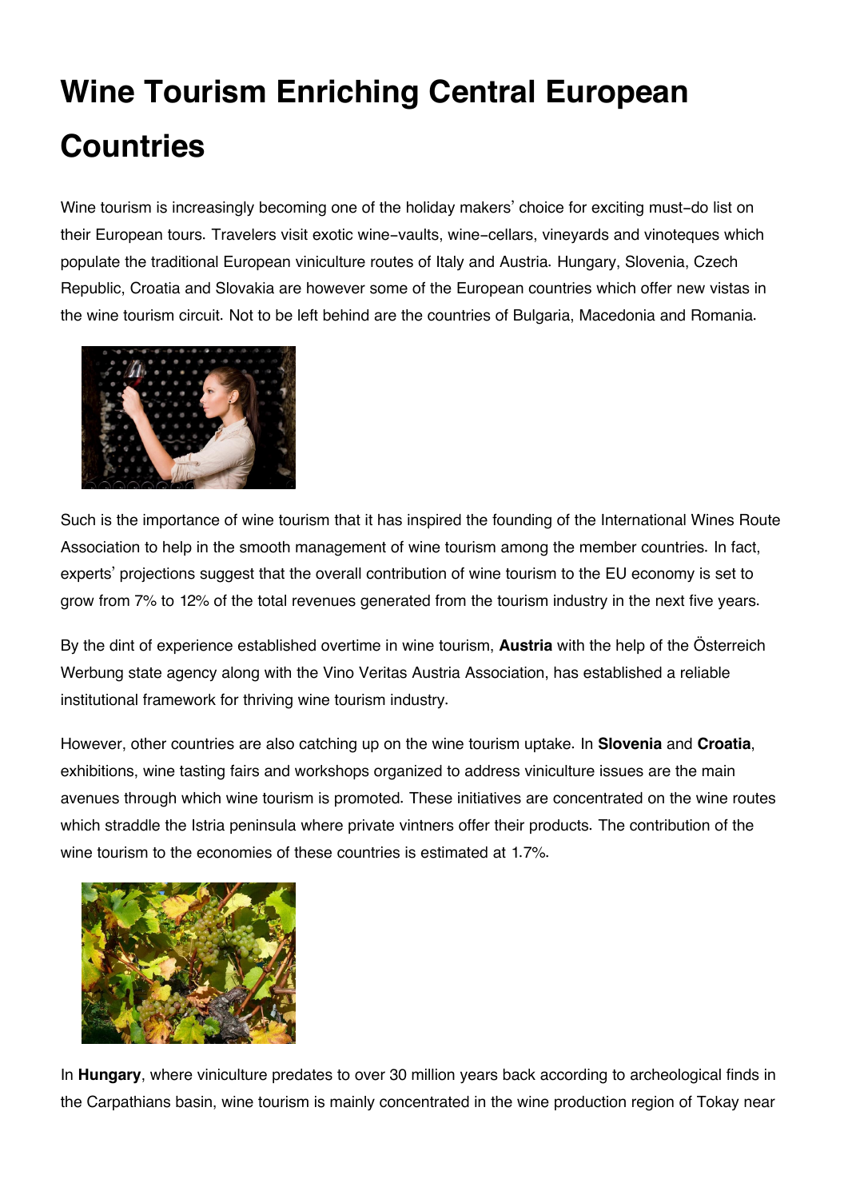# Wine Tourism Enriching Central European Countries

Wine tourism is increasingly becoming one of the holiday makers' choice for exciting must-do list on their European tours. Travelers visit exotic wine-vaults, wine-cellars, vineyards and vinoteques which populate the traditional European viniculture routes of Italy and Austria. Hungary, Slovenia, Czech Republic, Croatia and Slovakia are however some of the European countries which offer new vistas in the wine tourism circuit. Not to be left behind are the countries of Bulgaria, Macedonia and Romania.

Such is the importance of wine tourism that it has inspired the founding of the International Wines Route Association to help in the smooth management of wine tourism among the member countries. In fact, experts' projections suggest that the overall contribution of wine tourism to the EU economy is set to grow from 7% to 12% of the total revenues generated from the tourism industry in the next five years.

By the dint of experience established overtime in wine tourism, **Austria** with the help of the Österreich Werbung state agency along with the Vino Veritas Austria Association, has established a reliable institutional framework for thriving wine tourism industry.

However, other countries are also catching up on the wine tourism uptake. In **Slovenia** and **Croatia**, exhibitions, wine tasting fairs and workshops organized to address viniculture issues are the main avenues through which wine tourism is promoted. These initiatives are concentrated on the wine routes which straddle the Istria peninsula where private vintners offer their products. The contribution of the wine tourism to the economies of these countries is estimated at 1.7%.

In **Hungary**, where viniculture predates to over 30 million years back according to archeological finds in the Carpathians basin, wine tourism is mainly concentrated in the wine production region of Tokay near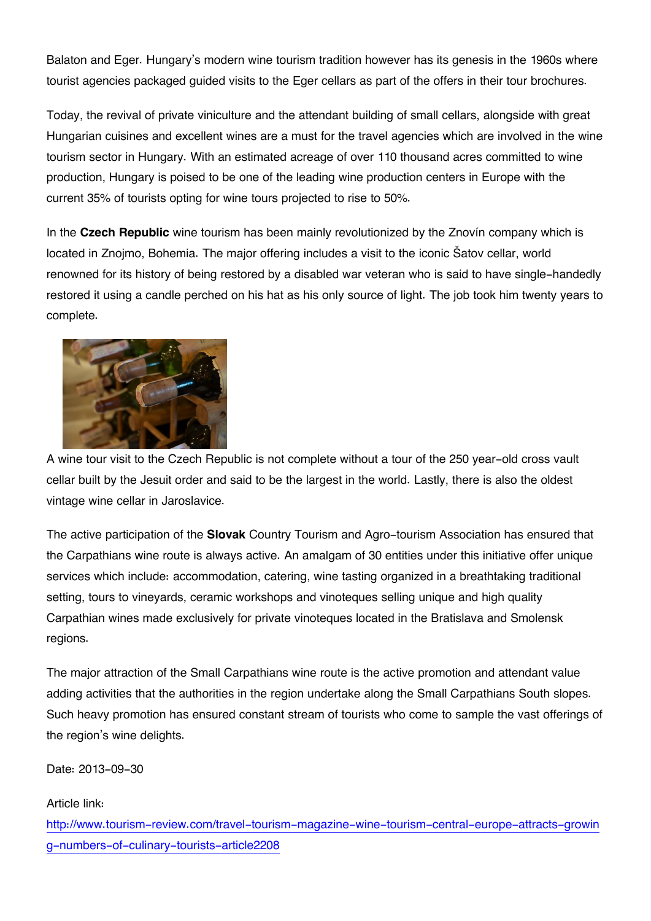Balaton and Eger. Hungary's modern wine tourism tradition however has its genesis in the 1960s where tourist agencies packaged guided visits to the Eger cellars as part of the offers in their tour brochures.

Today, the revival of private viniculture and the attendant building of small cellars, alongside with great Hungarian cuisines and excellent wines are a must for the travel agencies which are involved in the wine tourism sector in Hungary. With an estimated acreage of over 110 thousand acres committed to wine production, Hungary is poised to be one of the leading wine production centers in Europe with the current 35% of tourists opting for wine tours projected to rise to 50%.

In the **Czech Republic** wine tourism has been mainly revolutionized by the Znovín company which is located in Znojmo, Bohemia. The major offering includes a visit to the iconic Šatov cellar, world renowned for its history of being restored by a disabled war veteran who is said to have single-handedly restored it using a candle perched on his hat as his only source of light. The job took him twenty years to complete.

A wine tour visit to the Czech Republic is not complete without a tour of the 250 year-old cross vault cellar built by the Jesuit order and said to be the largest in the world. Lastly, there is also the oldest vintage wine cellar in Jaroslavice.

The active participation of the **Slovak** Country Tourism and Agro-tourism Association has ensured that the Carpathians wine route is always active. An amalgam of 30 entities under this initiative offer unique services which include: accommodation, catering, wine tasting organized in a breathtaking traditional setting, tours to vineyards, ceramic workshops and vinoteques selling unique and high quality Carpathian wines made exclusively for private vinoteques located in the Bratislava and Smolensk regions.

The major attraction of the Small Carpathians wine route is the active promotion and attendant value adding activities that the authorities in the region undertake along the Small Carpathians South slopes. Such heavy promotion has ensured constant stream of tourists who come to sample the vast offerings of the region's wine delights.

Date: 2013-09-30

Article link:
[http://www.tourism-review.com/travel-tourism-magazine-wine-tourism-central-europe-attracts-growing-numbers-of-culinary-tourists-article2208](http://www.tourism-review.com/travel-tourism-magazine-wine-tourism-central-europe-attracts-growing-numbers-of-culinary-tourists-article2208)